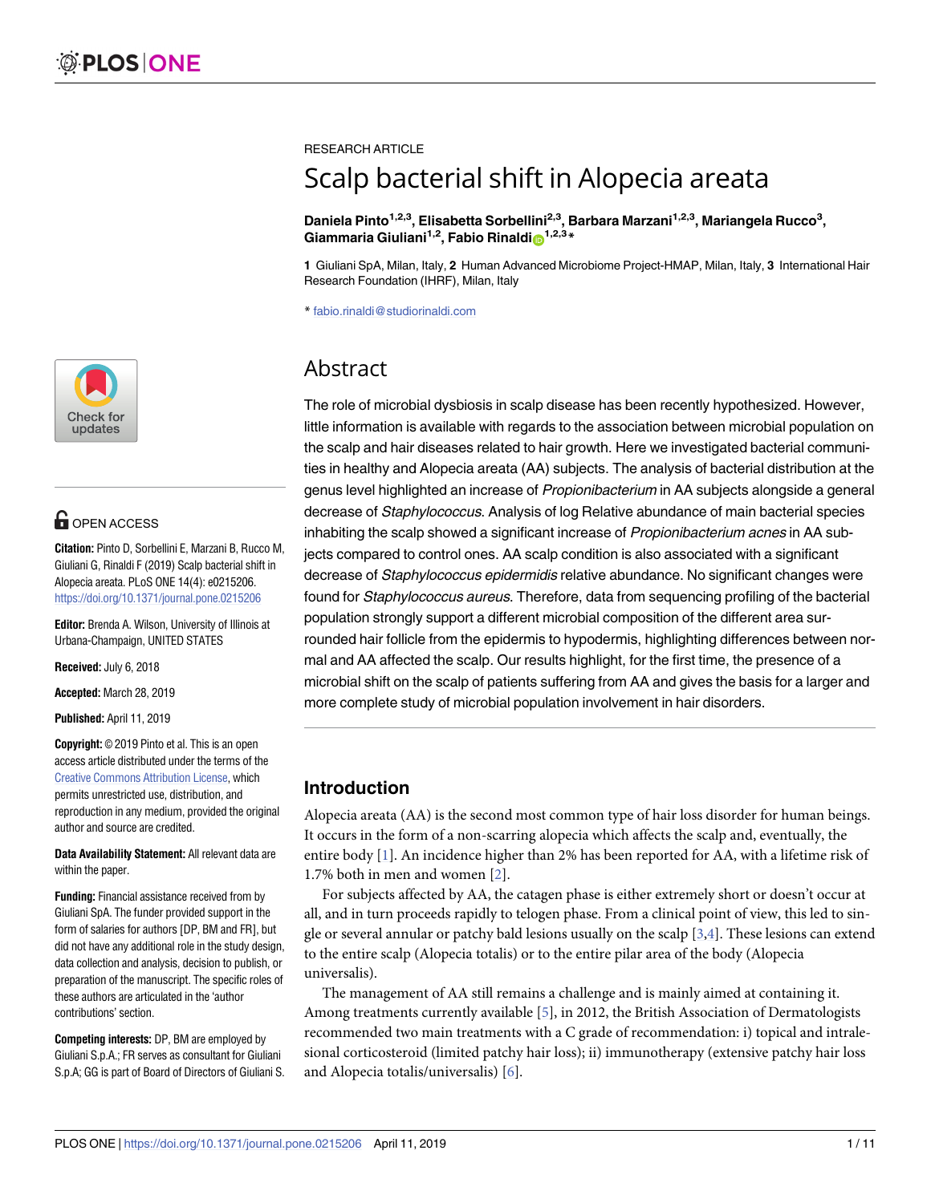RESEARCH ARTICLE

# Scalp bacterial shift in Alopecia areata

**Daniela Pinto[1,2,3], Elisabetta Sorbellini[2,3], Barbara Marzani[1,2,3], Mariangela Rucco[3], Giammaria Giuliani[1,2], Fabio Rinaldi[1,2,3]***

**1** Giuliani SpA, Milan, Italy, **2** Human Advanced Microbiome Project-HMAP, Milan, Italy, **3** International Hair Research Foundation (IHRF), Milan, Italy

* fabio.rinaldi@studiorinaldi.com

OPEN ACCESS

**Citation:** Pinto D, Sorbellini E, Marzani B, Rucco M, Giuliani G, Rinaldi F (2019) Scalp bacterial shift in Alopecia areata. PLoS ONE 14(4): e0215206. https://doi.org/10.1371/journal.pone.0215206

**Editor:** Brenda A. Wilson, University of Illinois at Urbana-Champaign, UNITED STATES

**Received:** July 6, 2018

**Accepted:** March 28, 2019

**Published:** April 11, 2019

**Copyright:** © 2019 Pinto et al. This is an open access article distributed under the terms of the Creative Commons Attribution License, which permits unrestricted use, distribution, and reproduction in any medium, provided the original author and source are credited.

**Data Availability Statement:** All relevant data are within the paper.

**Funding:** Financial assistance received from by Giuliani SpA. The funder provided support in the form of salaries for authors [DP, BM and FR], but did not have any additional role in the study design, data collection and analysis, decision to publish, or preparation of the manuscript. The specific roles of these authors are articulated in the 'author contributions' section.

**Competing interests:** DP, BM are employed by Giuliani S.p.A.; FR serves as consultant for Giuliani S.p.A; GG is part of Board of Directors of Giuliani S.

## Abstract

The role of microbial dysbiosis in scalp disease has been recently hypothesized. However, little information is available with regards to the association between microbial population on the scalp and hair diseases related to hair growth. Here we investigated bacterial communities in healthy and Alopecia areata (AA) subjects. The analysis of bacterial distribution at the genus level highlighted an increase of *Propionibacterium* in AA subjects alongside a general decrease of *Staphylococcus*. Analysis of log Relative abundance of main bacterial species inhabiting the scalp showed a significant increase of *Propionibacterium acnes* in AA subjects compared to control ones. AA scalp condition is also associated with a significant decrease of *Staphylococcus epidermidis* relative abundance. No significant changes were found for *Staphylococcus aureus*. Therefore, data from sequencing profiling of the bacterial population strongly support a different microbial composition of the different area surrounded hair follicle from the epidermis to hypodermis, highlighting differences between normal and AA affected the scalp. Our results highlight, for the first time, the presence of a microbial shift on the scalp of patients suffering from AA and gives the basis for a larger and more complete study of microbial population involvement in hair disorders.

## Introduction

Alopecia areata (AA) is the second most common type of hair loss disorder for human beings. It occurs in the form of a non-scarring alopecia which affects the scalp and, eventually, the entire body [1]. An incidence higher than 2% has been reported for AA, with a lifetime risk of 1.7% both in men and women [2].

For subjects affected by AA, the catagen phase is either extremely short or doesn't occur at all, and in turn proceeds rapidly to telogen phase. From a clinical point of view, this led to single or several annular or patchy bald lesions usually on the scalp [3,4]. These lesions can extend to the entire scalp (Alopecia totalis) or to the entire pilar area of the body (Alopecia universalis).

The management of AA still remains a challenge and is mainly aimed at containing it. Among treatments currently available [5], in 2012, the British Association of Dermatologists recommended two main treatments with a C grade of recommendation: i) topical and intralesional corticosteroid (limited patchy hair loss); ii) immunotherapy (extensive patchy hair loss and Alopecia totalis/universalis) [6].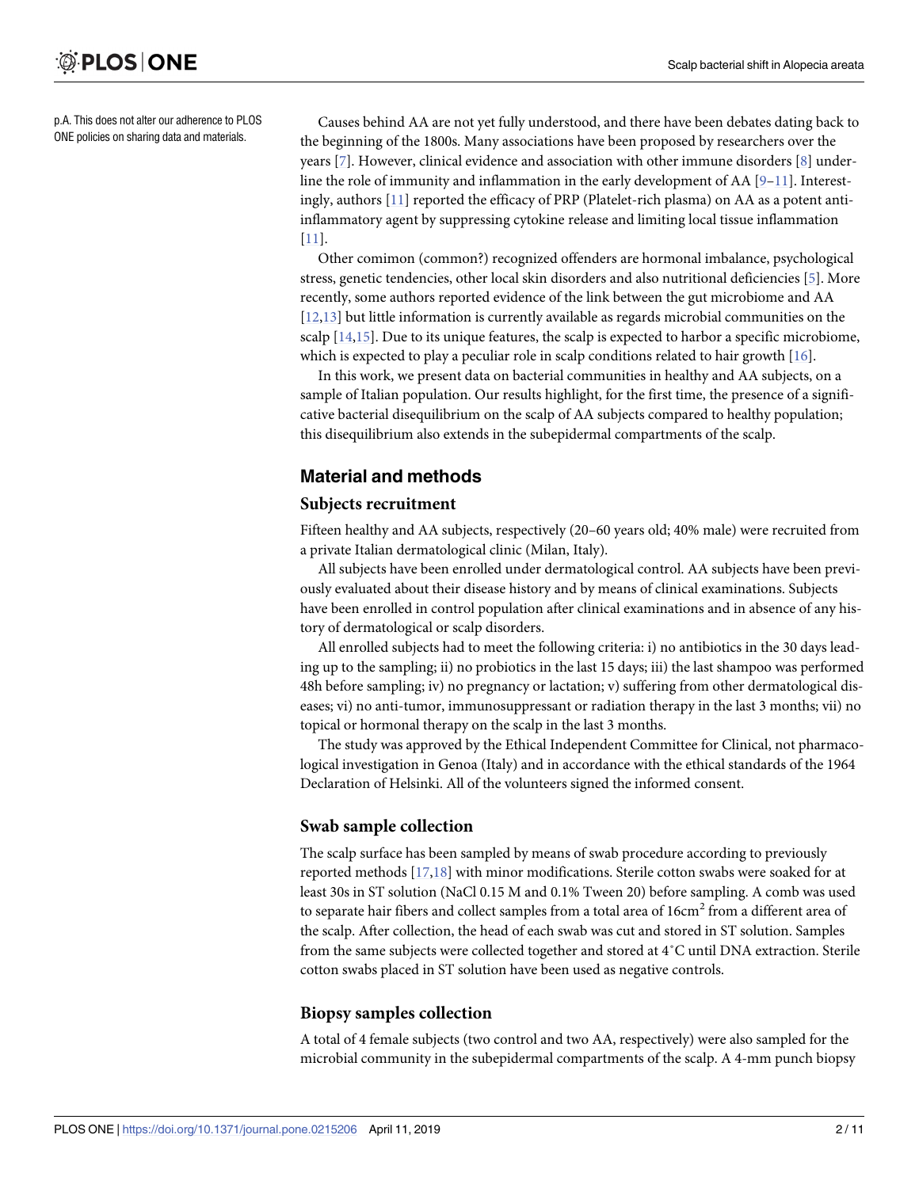p.A. This does not alter our adherence to PLOS ONE policies on sharing data and materials.

Causes behind AA are not yet fully understood, and there have been debates dating back to the beginning of the 1800s. Many associations have been proposed by researchers over the years [7]. However, clinical evidence and association with other immune disorders [8] underline the role of immunity and inflammation in the early development of AA [9–11]. Interestingly, authors [11] reported the efficacy of PRP (Platelet-rich plasma) on AA as a potent anti-inflammatory agent by suppressing cytokine release and limiting local tissue inflammation [11].

Other comimon (common?) recognized offenders are hormonal imbalance, psychological stress, genetic tendencies, other local skin disorders and also nutritional deficiencies [5]. More recently, some authors reported evidence of the link between the gut microbiome and AA [12,13] but little information is currently available as regards microbial communities on the scalp [14,15]. Due to its unique features, the scalp is expected to harbor a specific microbiome, which is expected to play a peculiar role in scalp conditions related to hair growth [16].

In this work, we present data on bacterial communities in healthy and AA subjects, on a sample of Italian population. Our results highlight, for the first time, the presence of a significative bacterial disequilibrium on the scalp of AA subjects compared to healthy population; this disequilibrium also extends in the subepidermal compartments of the scalp.

## Material and methods

### Subjects recruitment

Fifteen healthy and AA subjects, respectively (20–60 years old; 40% male) were recruited from a private Italian dermatological clinic (Milan, Italy).

All subjects have been enrolled under dermatological control. AA subjects have been previously evaluated about their disease history and by means of clinical examinations. Subjects have been enrolled in control population after clinical examinations and in absence of any history of dermatological or scalp disorders.

All enrolled subjects had to meet the following criteria: i) no antibiotics in the 30 days leading up to the sampling; ii) no probiotics in the last 15 days; iii) the last shampoo was performed 48h before sampling; iv) no pregnancy or lactation; v) suffering from other dermatological diseases; vi) no anti-tumor, immunosuppressant or radiation therapy in the last 3 months; vii) no topical or hormonal therapy on the scalp in the last 3 months.

The study was approved by the Ethical Independent Committee for Clinical, not pharmacological investigation in Genoa (Italy) and in accordance with the ethical standards of the 1964 Declaration of Helsinki. All of the volunteers signed the informed consent.

### Swab sample collection

The scalp surface has been sampled by means of swab procedure according to previously reported methods [17,18] with minor modifications. Sterile cotton swabs were soaked for at least 30s in ST solution (NaCl 0.15 M and 0.1% Tween 20) before sampling. A comb was used to separate hair fibers and collect samples from a total area of $16cm^2$ from a different area of the scalp. After collection, the head of each swab was cut and stored in ST solution. Samples from the same subjects were collected together and stored at 4˚C until DNA extraction. Sterile cotton swabs placed in ST solution have been used as negative controls.

### Biopsy samples collection

A total of 4 female subjects (two control and two AA, respectively) were also sampled for the microbial community in the subepidermal compartments of the scalp. A 4-mm punch biopsy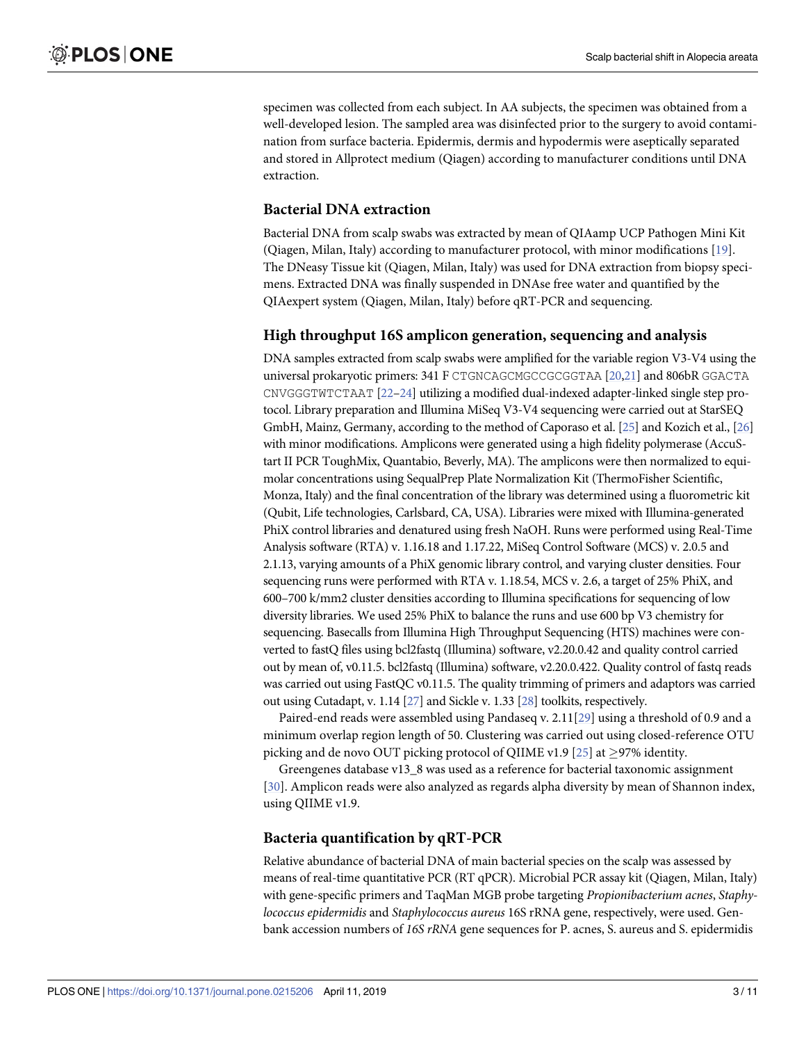specimen was collected from each subject. In AA subjects, the specimen was obtained from a well-developed lesion. The sampled area was disinfected prior to the surgery to avoid contamination from surface bacteria. Epidermis, dermis and hypodermis were aseptically separated and stored in Allprotect medium (Qiagen) according to manufacturer conditions until DNA extraction.

## Bacterial DNA extraction

Bacterial DNA from scalp swabs was extracted by mean of QIAamp UCP Pathogen Mini Kit (Qiagen, Milan, Italy) according to manufacturer protocol, with minor modifications [19]. The DNeasy Tissue kit (Qiagen, Milan, Italy) was used for DNA extraction from biopsy specimens. Extracted DNA was finally suspended in DNAse free water and quantified by the QIAexpert system (Qiagen, Milan, Italy) before qRT-PCR and sequencing.

## High throughput 16S amplicon generation, sequencing and analysis

DNA samples extracted from scalp swabs were amplified for the variable region V3-V4 using the universal prokaryotic primers: 341 F `CTGNCAGCMGCCGCGGTAA` [20,21] and 806bR `GGACTACNVGGGTWTCTAAT` [22–24] utilizing a modified dual-indexed adapter-linked single step protocol. Library preparation and Illumina MiSeq V3-V4 sequencing were carried out at StarSEQ GmbH, Mainz, Germany, according to the method of Caporaso et al. [25] and Kozich et al., [26] with minor modifications. Amplicons were generated using a high fidelity polymerase (AccuStart II PCR ToughMix, Quantabio, Beverly, MA). The amplicons were then normalized to equimolar concentrations using SequalPrep Plate Normalization Kit (ThermoFisher Scientific, Monza, Italy) and the final concentration of the library was determined using a fluorometric kit (Qubit, Life technologies, Carlsbard, CA, USA). Libraries were mixed with Illumina-generated PhiX control libraries and denatured using fresh NaOH. Runs were performed using Real-Time Analysis software (RTA) v. 1.16.18 and 1.17.22, MiSeq Control Software (MCS) v. 2.0.5 and 2.1.13, varying amounts of a PhiX genomic library control, and varying cluster densities. Four sequencing runs were performed with RTA v. 1.18.54, MCS v. 2.6, a target of 25% PhiX, and 600–700 k/mm2 cluster densities according to Illumina specifications for sequencing of low diversity libraries. We used 25% PhiX to balance the runs and use 600 bp V3 chemistry for sequencing. Basecalls from Illumina High Throughput Sequencing (HTS) machines were converted to fastQ files using bcl2fastq (Illumina) software, v2.20.0.42 and quality control carried out by mean of, v0.11.5. bcl2fastq (Illumina) software, v2.20.0.422. Quality control of fastq reads was carried out using FastQC v0.11.5. The quality trimming of primers and adaptors was carried out using Cutadapt, v. 1.14 [27] and Sickle v. 1.33 [28] toolkits, respectively.

Paired-end reads were assembled using Pandaseq v. 2.11[29] using a threshold of 0.9 and a minimum overlap region length of 50. Clustering was carried out using closed-reference OTU picking and de novo OUT picking protocol of QIIME v1.9 [25] at $\geq$97% identity.

Greengenes database v13_8 was used as a reference for bacterial taxonomic assignment [30]. Amplicon reads were also analyzed as regards alpha diversity by mean of Shannon index, using QIIME v1.9.

## Bacteria quantification by qRT-PCR

Relative abundance of bacterial DNA of main bacterial species on the scalp was assessed by means of real-time quantitative PCR (RT qPCR). Microbial PCR assay kit (Qiagen, Milan, Italy) with gene-specific primers and TaqMan MGB probe targeting *Propionibacterium acnes*, *Staphylococcus epidermidis* and *Staphylococcus aureus* 16S rRNA gene, respectively, were used. Genbank accession numbers of *16S rRNA* gene sequences for P. acnes, S. aureus and S. epidermidis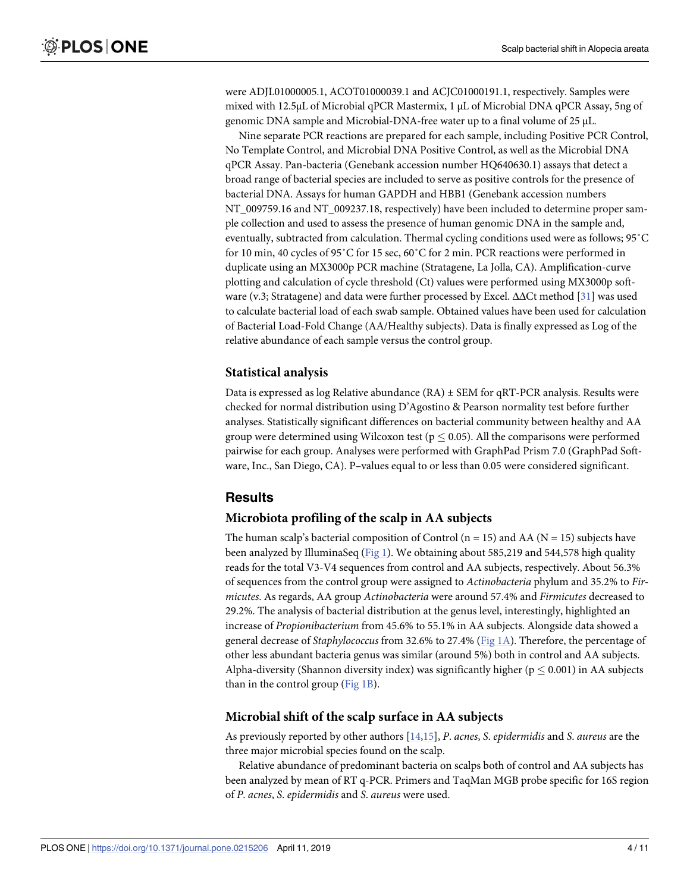were ADJL01000005.1, ACOT01000039.1 and ACJC01000191.1, respectively. Samples were mixed with 12.5μL of Microbial qPCR Mastermix, 1 μL of Microbial DNA qPCR Assay, 5ng of genomic DNA sample and Microbial-DNA-free water up to a final volume of 25 μL.

Nine separate PCR reactions are prepared for each sample, including Positive PCR Control, No Template Control, and Microbial DNA Positive Control, as well as the Microbial DNA qPCR Assay. Pan-bacteria (Genebank accession number HQ640630.1) assays that detect a broad range of bacterial species are included to serve as positive controls for the presence of bacterial DNA. Assays for human GAPDH and HBB1 (Genebank accession numbers NT_009759.16 and NT_009237.18, respectively) have been included to determine proper sample collection and used to assess the presence of human genomic DNA in the sample and, eventually, subtracted from calculation. Thermal cycling conditions used were as follows; 95˚C for 10 min, 40 cycles of 95˚C for 15 sec, 60˚C for 2 min. PCR reactions were performed in duplicate using an MX3000p PCR machine (Stratagene, La Jolla, CA). Amplification-curve plotting and calculation of cycle threshold (Ct) values were performed using MX3000p software (v.3; Stratagene) and data were further processed by Excel. ΔΔCt method [31] was used to calculate bacterial load of each swab sample. Obtained values have been used for calculation of Bacterial Load-Fold Change (AA/Healthy subjects). Data is finally expressed as Log of the relative abundance of each sample versus the control group.

### Statistical analysis

Data is expressed as log Relative abundance (RA) ± SEM for qRT-PCR analysis. Results were checked for normal distribution using D'Agostino & Pearson normality test before further analyses. Statistically significant differences on bacterial community between healthy and AA group were determined using Wilcoxon test ($p \leq 0.05$). All the comparisons were performed pairwise for each group. Analyses were performed with GraphPad Prism 7.0 (GraphPad Software, Inc., San Diego, CA). P–values equal to or less than 0.05 were considered significant.

## Results

### Microbiota profiling of the scalp in AA subjects

The human scalp's bacterial composition of Control ($n = 15$) and AA ($N = 15$) subjects have been analyzed by IlluminaSeq (Fig 1). We obtaining about 585,219 and 544,578 high quality reads for the total V3-V4 sequences from control and AA subjects, respectively. About 56.3% of sequences from the control group were assigned to *Actinobacteria* phylum and 35.2% to *Firmicutes*. As regards, AA group *Actinobacteria* were around 57.4% and *Firmicutes* decreased to 29.2%. The analysis of bacterial distribution at the genus level, interestingly, highlighted an increase of *Propionibacterium* from 45.6% to 55.1% in AA subjects. Alongside data showed a general decrease of *Staphylococcus* from 32.6% to 27.4% (Fig 1A). Therefore, the percentage of other less abundant bacteria genus was similar (around 5%) both in control and AA subjects. Alpha-diversity (Shannon diversity index) was significantly higher ($p \leq 0.001$) in AA subjects than in the control group (Fig 1B).

### Microbial shift of the scalp surface in AA subjects

As previously reported by other authors [14,15], *P. acnes*, *S. epidermidis* and *S. aureus* are the three major microbial species found on the scalp.

Relative abundance of predominant bacteria on scalps both of control and AA subjects has been analyzed by mean of RT q-PCR. Primers and TaqMan MGB probe specific for 16S region of *P. acnes*, *S. epidermidis* and *S. aureus* were used.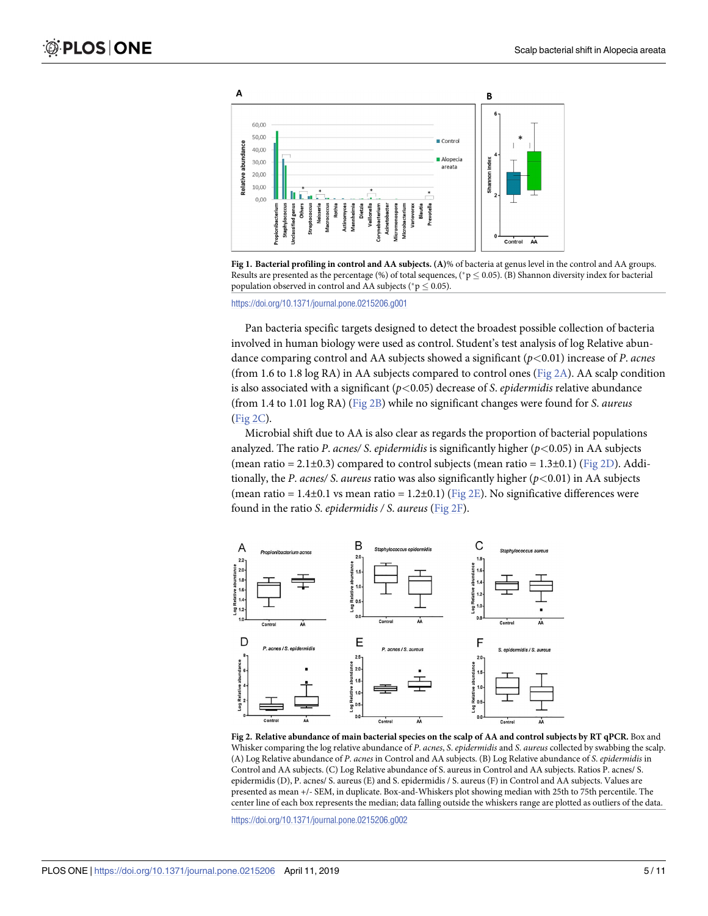**Fig 1. Bacterial profiling in control and AA subjects. (A)**% of bacteria at genus level in the control and AA groups. Results are presented as the percentage (%) of total sequences, (*p ≤ 0.05). (B) Shannon diversity index for bacterial population observed in control and AA subjects (*p ≤ 0.05).

https://doi.org/10.1371/journal.pone.0215206.g001

Pan bacteria specific targets designed to detect the broadest possible collection of bacteria involved in human biology were used as control. Student's test analysis of log Relative abundance comparing control and AA subjects showed a significant ($p<0.01$) increase of *P. acnes* (from 1.6 to 1.8 log RA) in AA subjects compared to control ones (Fig 2A). AA scalp condition is also associated with a significant ($p<0.05$) decrease of *S. epidermidis* relative abundance (from 1.4 to 1.01 log RA) (Fig 2B) while no significant changes were found for *S. aureus* (Fig 2C).

Microbial shift due to AA is also clear as regards the proportion of bacterial populations analyzed. The ratio *P. acnes/ S. epidermidis* is significantly higher ($p<0.05$) in AA subjects (mean ratio = 2.1±0.3) compared to control subjects (mean ratio = 1.3±0.1) (Fig 2D). Additionally, the *P. acnes/ S. aureus* ratio was also significantly higher ($p<0.01$) in AA subjects (mean ratio = 1.4±0.1 vs mean ratio = 1.2±0.1) (Fig 2E). No significative differences were found in the ratio *S. epidermidis / S. aureus* (Fig 2F).

**Fig 2. Relative abundance of main bacterial species on the scalp of AA and control subjects by RT qPCR.** Box and Whisker comparing the log relative abundance of *P. acnes*, *S. epidermidis* and *S. aureus* collected by swabbing the scalp. (A) Log Relative abundance of *P. acnes* in Control and AA subjects. (B) Log Relative abundance of *S. epidermidis* in Control and AA subjects. (C) Log Relative abundance of S. aureus in Control and AA subjects. Ratios P. acnes/ S. epidermidis (D), P. acnes/ S. aureus (E) and S. epidermidis / S. aureus (F) in Control and AA subjects. Values are presented as mean +/- SEM, in duplicate. Box-and-Whiskers plot showing median with 25th to 75th percentile. The center line of each box represents the median; data falling outside the whiskers range are plotted as outliers of the data.

https://doi.org/10.1371/journal.pone.0215206.g002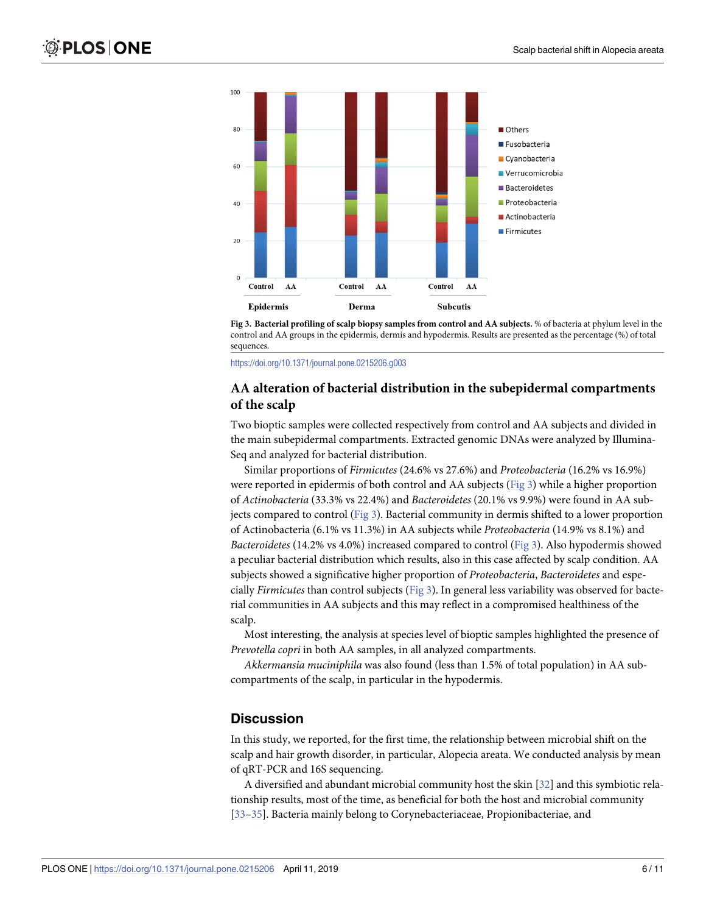Fig 3. Bacterial profiling of scalp biopsy samples from control and AA subjects. % of bacteria at phylum level in the control and AA groups in the epidermis, dermis and hypodermis. Results are presented as the percentage (%) of total sequences.

https://doi.org/10.1371/journal.pone.0215206.g003

## AA alteration of bacterial distribution in the subepidermal compartments of the scalp

Two bioptic samples were collected respectively from control and AA subjects and divided in the main subepidermal compartments. Extracted genomic DNAs were analyzed by Illumina-Seq and analyzed for bacterial distribution.

Similar proportions of *Firmicutes* (24.6% vs 27.6%) and *Proteobacteria* (16.2% vs 16.9%) were reported in epidermis of both control and AA subjects (Fig 3) while a higher proportion of *Actinobacteria* (33.3% vs 22.4%) and *Bacteroidetes* (20.1% vs 9.9%) were found in AA subjects compared to control (Fig 3). Bacterial community in dermis shifted to a lower proportion of Actinobacteria (6.1% vs 11.3%) in AA subjects while *Proteobacteria* (14.9% vs 8.1%) and *Bacteroidetes* (14.2% vs 4.0%) increased compared to control (Fig 3). Also hypodermis showed a peculiar bacterial distribution which results, also in this case affected by scalp condition. AA subjects showed a significative higher proportion of *Proteobacteria*, *Bacteroidetes* and especially *Firmicutes* than control subjects (Fig 3). In general less variability was observed for bacterial communities in AA subjects and this may reflect in a compromised healthiness of the scalp.

Most interesting, the analysis at species level of bioptic samples highlighted the presence of *Prevotella copri* in both AA samples, in all analyzed compartments.

*Akkermansia muciniphila* was also found (less than 1.5% of total population) in AA subcompartments of the scalp, in particular in the hypodermis.

## Discussion

In this study, we reported, for the first time, the relationship between microbial shift on the scalp and hair growth disorder, in particular, Alopecia areata. We conducted analysis by mean of qRT-PCR and 16S sequencing.

A diversified and abundant microbial community host the skin [32] and this symbiotic relationship results, most of the time, as beneficial for both the host and microbial community [33–35]. Bacteria mainly belong to Corynebacteriaceae, Propionibacteriae, and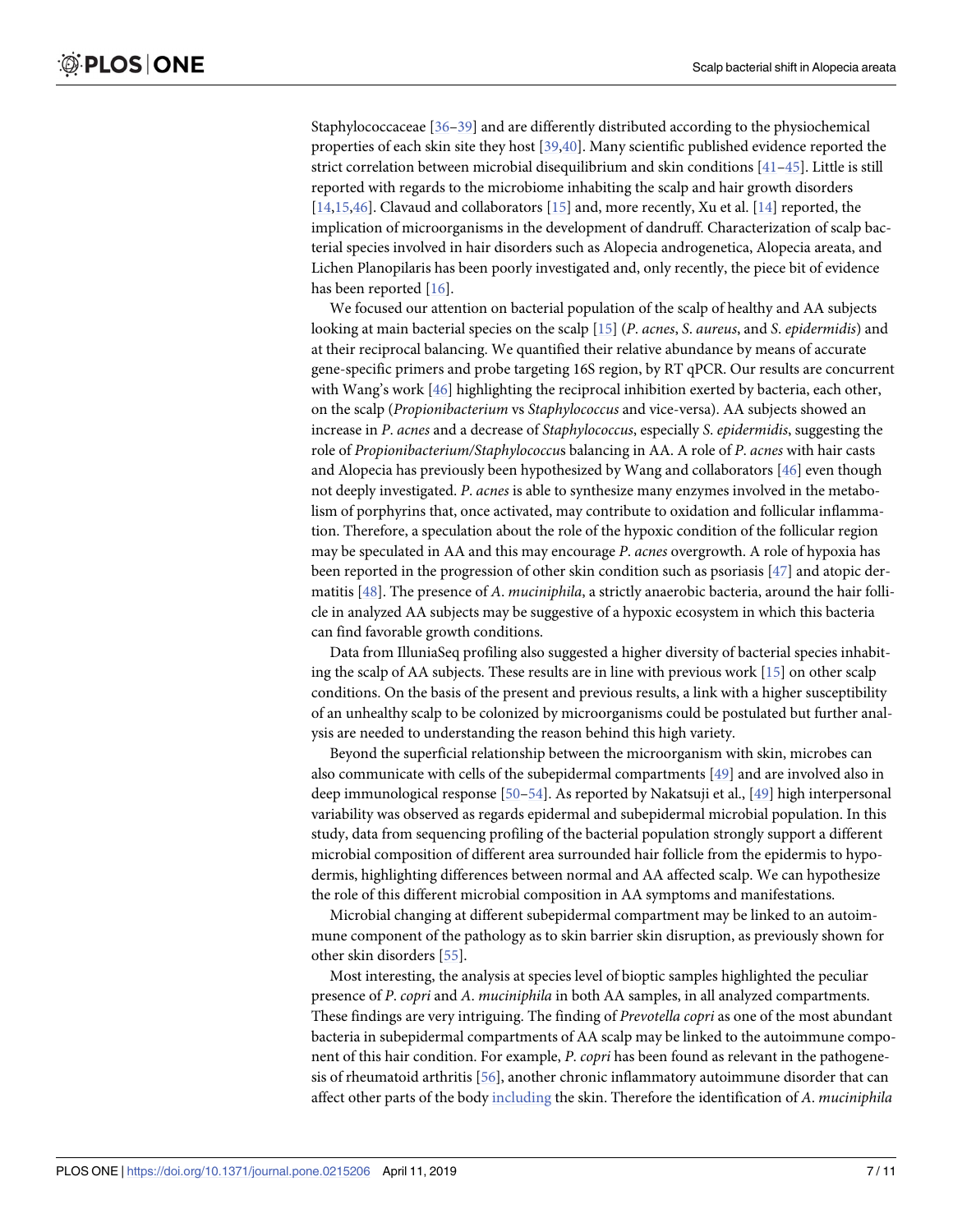Staphylococcaceae [36–39] and are differently distributed according to the physiochemical properties of each skin site they host [39,40]. Many scientific published evidence reported the strict correlation between microbial disequilibrium and skin conditions [41–45]. Little is still reported with regards to the microbiome inhabiting the scalp and hair growth disorders [14,15,46]. Clavaud and collaborators [15] and, more recently, Xu et al. [14] reported, the implication of microorganisms in the development of dandruff. Characterization of scalp bacterial species involved in hair disorders such as Alopecia androgenetica, Alopecia areata, and Lichen Planopilaris has been poorly investigated and, only recently, the piece bit of evidence has been reported [16].

We focused our attention on bacterial population of the scalp of healthy and AA subjects looking at main bacterial species on the scalp [15] (*P. acnes*, *S. aureus*, and *S. epidermidis*) and at their reciprocal balancing. We quantified their relative abundance by means of accurate gene-specific primers and probe targeting 16S region, by RT qPCR. Our results are concurrent with Wang's work [46] highlighting the reciprocal inhibition exerted by bacteria, each other, on the scalp (*Propionibacterium* vs *Staphylococcus* and vice-versa). AA subjects showed an increase in *P. acnes* and a decrease of *Staphylococcus*, especially *S. epidermidis*, suggesting the role of *Propionibacterium/Staphylococcu*s balancing in AA. A role of *P. acnes* with hair casts and Alopecia has previously been hypothesized by Wang and collaborators [46] even though not deeply investigated. *P. acnes* is able to synthesize many enzymes involved in the metabolism of porphyrins that, once activated, may contribute to oxidation and follicular inflammation. Therefore, a speculation about the role of the hypoxic condition of the follicular region may be speculated in AA and this may encourage *P. acnes* overgrowth. A role of hypoxia has been reported in the progression of other skin condition such as psoriasis [47] and atopic dermatitis [48]. The presence of *A. muciniphila*, a strictly anaerobic bacteria, around the hair follicle in analyzed AA subjects may be suggestive of a hypoxic ecosystem in which this bacteria can find favorable growth conditions.

Data from IlluniaSeq profiling also suggested a higher diversity of bacterial species inhabiting the scalp of AA subjects. These results are in line with previous work [15] on other scalp conditions. On the basis of the present and previous results, a link with a higher susceptibility of an unhealthy scalp to be colonized by microorganisms could be postulated but further analysis are needed to understanding the reason behind this high variety.

Beyond the superficial relationship between the microorganism with skin, microbes can also communicate with cells of the subepidermal compartments [49] and are involved also in deep immunological response [50–54]. As reported by Nakatsuji et al., [49] high interpersonal variability was observed as regards epidermal and subepidermal microbial population. In this study, data from sequencing profiling of the bacterial population strongly support a different microbial composition of different area surrounded hair follicle from the epidermis to hypodermis, highlighting differences between normal and AA affected scalp. We can hypothesize the role of this different microbial composition in AA symptoms and manifestations.

Microbial changing at different subepidermal compartment may be linked to an autoimmune component of the pathology as to skin barrier skin disruption, as previously shown for other skin disorders [55].

Most interesting, the analysis at species level of bioptic samples highlighted the peculiar presence of *P. copri* and *A. muciniphila* in both AA samples, in all analyzed compartments. These findings are very intriguing. The finding of *Prevotella copri* as one of the most abundant bacteria in subepidermal compartments of AA scalp may be linked to the autoimmune component of this hair condition. For example, *P. copri* has been found as relevant in the pathogenesis of rheumatoid arthritis [56], another chronic inflammatory autoimmune disorder that can affect other parts of the body including the skin. Therefore the identification of *A. muciniphila*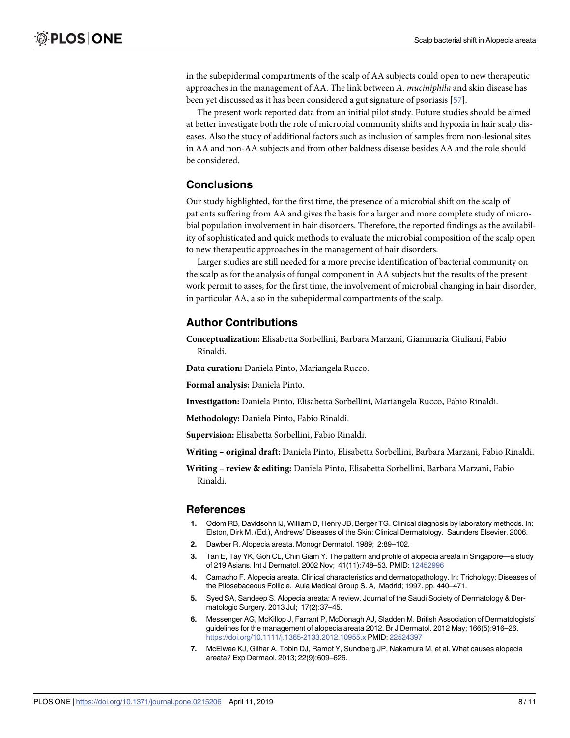in the subepidermal compartments of the scalp of AA subjects could open to new therapeutic approaches in the management of AA. The link between *A*. *muciniphila* and skin disease has been yet discussed as it has been considered a gut signature of psoriasis [57].

The present work reported data from an initial pilot study. Future studies should be aimed at better investigate both the role of microbial community shifts and hypoxia in hair scalp diseases. Also the study of additional factors such as inclusion of samples from non-lesional sites in AA and non-AA subjects and from other baldness disease besides AA and the role should be considered.

## Conclusions

Our study highlighted, for the first time, the presence of a microbial shift on the scalp of patients suffering from AA and gives the basis for a larger and more complete study of microbial population involvement in hair disorders. Therefore, the reported findings as the availability of sophisticated and quick methods to evaluate the microbial composition of the scalp open to new therapeutic approaches in the management of hair disorders.

Larger studies are still needed for a more precise identification of bacterial community on the scalp as for the analysis of fungal component in AA subjects but the results of the present work permit to asses, for the first time, the involvement of microbial changing in hair disorder, in particular AA, also in the subepidermal compartments of the scalp.

## Author Contributions

**Conceptualization:** Elisabetta Sorbellini, Barbara Marzani, Giammaria Giuliani, Fabio Rinaldi.

**Data curation:** Daniela Pinto, Mariangela Rucco.

**Formal analysis:** Daniela Pinto.

**Investigation:** Daniela Pinto, Elisabetta Sorbellini, Mariangela Rucco, Fabio Rinaldi.

**Methodology:** Daniela Pinto, Fabio Rinaldi.

**Supervision:** Elisabetta Sorbellini, Fabio Rinaldi.

**Writing – original draft:** Daniela Pinto, Elisabetta Sorbellini, Barbara Marzani, Fabio Rinaldi.

**Writing – review & editing:** Daniela Pinto, Elisabetta Sorbellini, Barbara Marzani, Fabio Rinaldi.

## References

1. Odom RB, Davidsohn IJ, William D, Henry JB, Berger TG. Clinical diagnosis by laboratory methods. In: Elston, Dirk M. (Ed.), Andrews' Diseases of the Skin: Clinical Dermatology. Saunders Elsevier. 2006.
2. Dawber R. Alopecia areata. Monogr Dermatol. 1989; 2:89–102.
3. Tan E, Tay YK, Goh CL, Chin Giam Y. The pattern and profile of alopecia areata in Singapore—a study of 219 Asians. Int J Dermatol. 2002 Nov; 41(11):748–53. PMID: 12452996
4. Camacho F. Alopecia areata. Clinical characteristics and dermatopathology. In: Trichology: Diseases of the Pilosebaceous Follicle. Aula Medical Group S. A, Madrid; 1997. pp. 440–471.
5. Syed SA, Sandeep S. Alopecia areata: A review. Journal of the Saudi Society of Dermatology & Dermatologic Surgery. 2013 Jul; 17(2):37–45.
6. Messenger AG, McKillop J, Farrant P, McDonagh AJ, Sladden M. British Association of Dermatologists' guidelines for the management of alopecia areata 2012. Br J Dermatol. 2012 May; 166(5):916–26. https://doi.org/10.1111/j.1365-2133.2012.10955.x PMID: 22524397
7. McElwee KJ, Gilhar A, Tobin DJ, Ramot Y, Sundberg JP, Nakamura M, et al. What causes alopecia areata? Exp Dermaol. 2013; 22(9):609–626.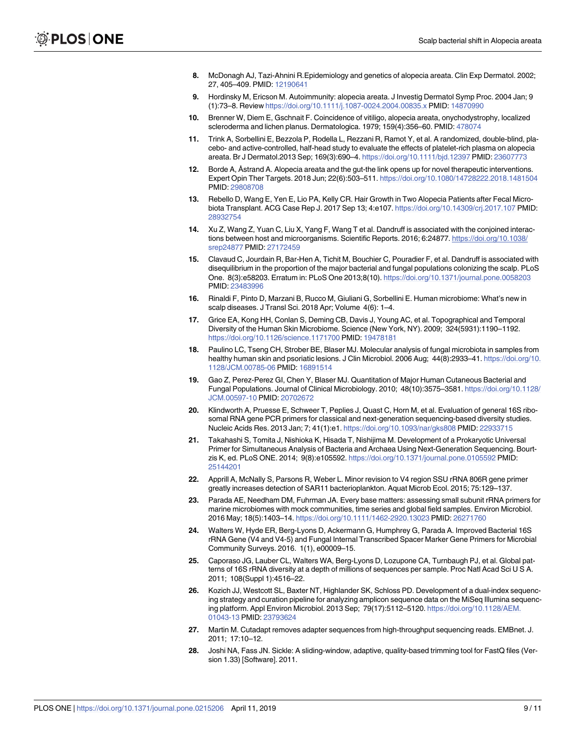8. McDonagh AJ, Tazi-Ahnini R.Epidemiology and genetics of alopecia areata. Clin Exp Dermatol. 2002; 27, 405–409. PMID: 12190641
9. Hordinsky M, Ericson M. Autoimmunity: alopecia areata. J Investig Dermatol Symp Proc. 2004 Jan; 9 (1):73–8. Review https://doi.org/10.1111/j.1087-0024.2004.00835.x PMID: 14870990
10. Brenner W, Diem E, Gschnait F. Coincidence of vitiligo, alopecia areata, onychodystrophy, localized scleroderma and lichen planus. Dermatologica. 1979; 159(4):356–60. PMID: 478074
11. Trink A, Sorbellini E, Bezzola P, Rodella L, Rezzani R, Ramot Y, et al. A randomized, double-blind, placebo- and active-controlled, half-head study to evaluate the effects of platelet-rich plasma on alopecia areata. Br J Dermatol.2013 Sep; 169(3):690–4. https://doi.org/10.1111/bjd.12397 PMID: 23607773
12. Borde A, Åstrand A. Alopecia areata and the gut-the link opens up for novel therapeutic interventions. Expert Opin Ther Targets. 2018 Jun; 22(6):503–511. https://doi.org/10.1080/14728222.2018.1481504 PMID: 29808708
13. Rebello D, Wang E, Yen E, Lio PA, Kelly CR. Hair Growth in Two Alopecia Patients after Fecal Microbiota Transplant. ACG Case Rep J. 2017 Sep 13; 4:e107. https://doi.org/10.14309/crj.2017.107 PMID: 28932754
14. Xu Z, Wang Z, Yuan C, Liu X, Yang F, Wang T et al. Dandruff is associated with the conjoined interactions between host and microorganisms. Scientific Reports. 2016; 6:24877. https://doi.org/10.1038/srep24877 PMID: 27172459
15. Clavaud C, Jourdain R, Bar-Hen A, Tichit M, Bouchier C, Pouradier F, et al. Dandruff is associated with disequilibrium in the proportion of the major bacterial and fungal populations colonizing the scalp. PLoS One. 8(3):e58203. Erratum in: PLoS One 2013;8(10). https://doi.org/10.1371/journal.pone.0058203 PMID: 23483996
16. Rinaldi F, Pinto D, Marzani B, Rucco M, Giuliani G, Sorbellini E. Human microbiome: What's new in scalp diseases. J Transl Sci. 2018 Apr; Volume 4(6): 1–4.
17. Grice EA, Kong HH, Conlan S, Deming CB, Davis J, Young AC, et al. Topographical and Temporal Diversity of the Human Skin Microbiome. Science (New York, NY). 2009; 324(5931):1190–1192. https://doi.org/10.1126/science.1171700 PMID: 19478181
18. Paulino LC, Tseng CH, Strober BE, Blaser MJ. Molecular analysis of fungal microbiota in samples from healthy human skin and psoriatic lesions. J Clin Microbiol. 2006 Aug; 44(8):2933–41. https://doi.org/10.1128/JCM.00785-06 PMID: 16891514
19. Gao Z, Perez-Perez GI, Chen Y, Blaser MJ. Quantitation of Major Human Cutaneous Bacterial and Fungal Populations. Journal of Clinical Microbiology. 2010; 48(10):3575–3581. https://doi.org/10.1128/JCM.00597-10 PMID: 20702672
20. Klindworth A, Pruesse E, Schweer T, Peplies J, Quast C, Horn M, et al. Evaluation of general 16S ribosomal RNA gene PCR primers for classical and next-generation sequencing-based diversity studies. Nucleic Acids Res. 2013 Jan; 7; 41(1):e1. https://doi.org/10.1093/nar/gks808 PMID: 22933715
21. Takahashi S, Tomita J, Nishioka K, Hisada T, Nishijima M. Development of a Prokaryotic Universal Primer for Simultaneous Analysis of Bacteria and Archaea Using Next-Generation Sequencing. Bourtzis K, ed. PLoS ONE. 2014; 9(8):e105592. https://doi.org/10.1371/journal.pone.0105592 PMID: 25144201
22. Apprill A, McNally S, Parsons R, Weber L. Minor revision to V4 region SSU rRNA 806R gene primer greatly increases detection of SAR11 bacterioplankton. Aquat Microb Ecol. 2015; 75:129–137.
23. Parada AE, Needham DM, Fuhrman JA. Every base matters: assessing small subunit rRNA primers for marine microbiomes with mock communities, time series and global field samples. Environ Microbiol. 2016 May; 18(5):1403–14. https://doi.org/10.1111/1462-2920.13023 PMID: 26271760
24. Walters W, Hyde ER, Berg-Lyons D, Ackermann G, Humphrey G, Parada A. Improved Bacterial 16S rRNA Gene (V4 and V4-5) and Fungal Internal Transcribed Spacer Marker Gene Primers for Microbial Community Surveys. 2016. 1(1), e00009–15.
25. Caporaso JG, Lauber CL, Walters WA, Berg-Lyons D, Lozupone CA, Turnbaugh PJ, et al. Global patterns of 16S rRNA diversity at a depth of millions of sequences per sample. Proc Natl Acad Sci U S A. 2011; 108(Suppl 1):4516–22.
26. Kozich JJ, Westcott SL, Baxter NT, Highlander SK, Schloss PD. Development of a dual-index sequencing strategy and curation pipeline for analyzing amplicon sequence data on the MiSeq Illumina sequencing platform. Appl Environ Microbiol. 2013 Sep; 79(17):5112–5120. https://doi.org/10.1128/AEM.01043-13 PMID: 23793624
27. Martin M. Cutadapt removes adapter sequences from high-throughput sequencing reads. EMBnet. J. 2011; 17:10–12.
28. Joshi NA, Fass JN. Sickle: A sliding-window, adaptive, quality-based trimming tool for FastQ files (Version 1.33) [Software]. 2011.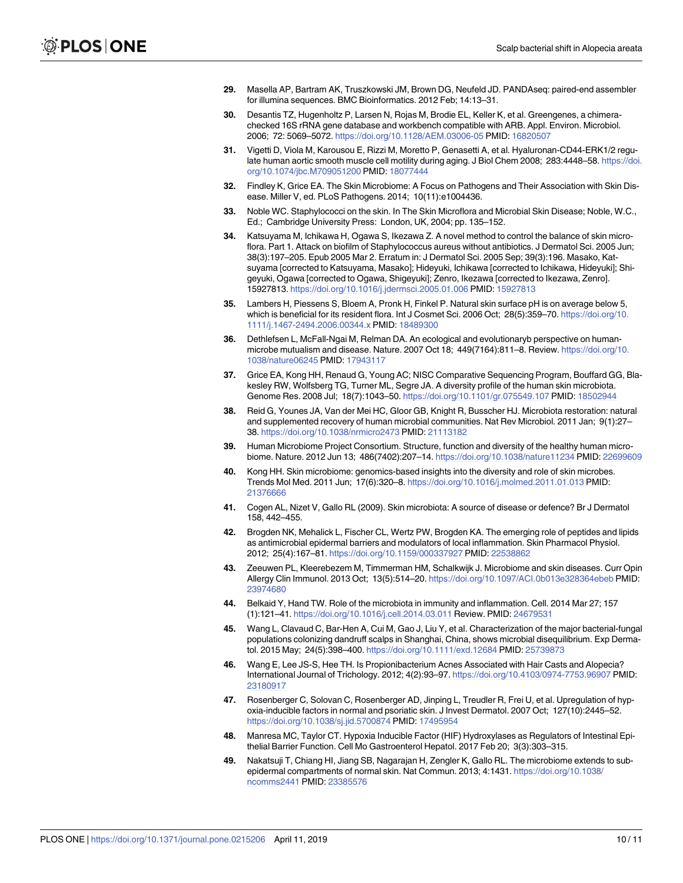29. Masella AP, Bartram AK, Truszkowski JM, Brown DG, Neufeld JD. PANDAseq: paired-end assembler for illumina sequences. BMC Bioinformatics. 2012 Feb; 14:13–31.
30. Desantis TZ, Hugenholtz P, Larsen N, Rojas M, Brodie EL, Keller K, et al. Greengenes, a chimera-checked 16S rRNA gene database and workbench compatible with ARB. Appl. Environ. Microbiol. 2006; 72: 5069–5072. https://doi.org/10.1128/AEM.03006-05 PMID: 16820507
31. Vigetti D, Viola M, Karousou E, Rizzi M, Moretto P, Genasetti A, et al. Hyaluronan-CD44-ERK1/2 regulate human aortic smooth muscle cell motility during aging. J Biol Chem 2008; 283:4448–58. https://doi.org/10.1074/jbc.M709051200 PMID: 18077444
32. Findley K, Grice EA. The Skin Microbiome: A Focus on Pathogens and Their Association with Skin Disease. Miller V, ed. PLoS Pathogens. 2014; 10(11):e1004436.
33. Noble WC. Staphylococci on the skin. In The Skin Microflora and Microbial Skin Disease; Noble, W.C., Ed.; Cambridge University Press: London, UK, 2004; pp. 135–152.
34. Katsuyama M, Ichikawa H, Ogawa S, Ikezawa Z. A novel method to control the balance of skin microflora. Part 1. Attack on biofilm of Staphylococcus aureus without antibiotics. J Dermatol Sci. 2005 Jun; 38(3):197–205. Epub 2005 Mar 2. Erratum in: J Dermatol Sci. 2005 Sep; 39(3):196. Masako, Katsuyama [corrected to Katsuyama, Masako]; Hideyuki, Ichikawa [corrected to Ichikawa, Hideyuki]; Shigeyuki, Ogawa [corrected to Ogawa, Shigeyuki]; Zenro, Ikezawa [corrected to Ikezawa, Zenro]. 15927813. https://doi.org/10.1016/j.jdermsci.2005.01.006 PMID: 15927813
35. Lambers H, Piessens S, Bloem A, Pronk H, Finkel P. Natural skin surface pH is on average below 5, which is beneficial for its resident flora. Int J Cosmet Sci. 2006 Oct; 28(5):359–70. https://doi.org/10.1111/j.1467-2494.2006.00344.x PMID: 18489300
36. Dethlefsen L, McFall-Ngai M, Relman DA. An ecological and evolutionaryb perspective on human-microbe mutualism and disease. Nature. 2007 Oct 18; 449(7164):811–8. Review. https://doi.org/10.1038/nature06245 PMID: 17943117
37. Grice EA, Kong HH, Renaud G, Young AC; NISC Comparative Sequencing Program, Bouffard GG, Blakesley RW, Wolfsberg TG, Turner ML, Segre JA. A diversity profile of the human skin microbiota. Genome Res. 2008 Jul; 18(7):1043–50. https://doi.org/10.1101/gr.075549.107 PMID: 18502944
38. Reid G, Younes JA, Van der Mei HC, Gloor GB, Knight R, Busscher HJ. Microbiota restoration: natural and supplemented recovery of human microbial communities. Nat Rev Microbiol. 2011 Jan; 9(1):27–38. https://doi.org/10.1038/nrmicro2473 PMID: 21113182
39. Human Microbiome Project Consortium. Structure, function and diversity of the healthy human microbiome. Nature. 2012 Jun 13; 486(7402):207–14. https://doi.org/10.1038/nature11234 PMID: 22699609
40. Kong HH. Skin microbiome: genomics-based insights into the diversity and role of skin microbes. Trends Mol Med. 2011 Jun; 17(6):320–8. https://doi.org/10.1016/j.molmed.2011.01.013 PMID: 21376666
41. Cogen AL, Nizet V, Gallo RL (2009). Skin microbiota: A source of disease or defence? Br J Dermatol 158, 442–455.
42. Brogden NK, Mehalick L, Fischer CL, Wertz PW, Brogden KA. The emerging role of peptides and lipids as antimicrobial epidermal barriers and modulators of local inflammation. Skin Pharmacol Physiol. 2012; 25(4):167–81. https://doi.org/10.1159/000337927 PMID: 22538862
43. Zeeuwen PL, Kleerebezem M, Timmerman HM, Schalkwijk J. Microbiome and skin diseases. Curr Opin Allergy Clin Immunol. 2013 Oct; 13(5):514–20. https://doi.org/10.1097/ACI.0b013e328364ebeb PMID: 23974680
44. Belkaid Y, Hand TW. Role of the microbiota in immunity and inflammation. Cell. 2014 Mar 27; 157 (1):121–41. https://doi.org/10.1016/j.cell.2014.03.011 Review. PMID: 24679531
45. Wang L, Clavaud C, Bar-Hen A, Cui M, Gao J, Liu Y, et al. Characterization of the major bacterial-fungal populations colonizing dandruff scalps in Shanghai, China, shows microbial disequilibrium. Exp Dermatol. 2015 May; 24(5):398–400. https://doi.org/10.1111/exd.12684 PMID: 25739873
46. Wang E, Lee JS-S, Hee TH. Is Propionibacterium Acnes Associated with Hair Casts and Alopecia? International Journal of Trichology. 2012; 4(2):93–97. https://doi.org/10.4103/0974-7753.96907 PMID: 23180917
47. Rosenberger C, Solovan C, Rosenberger AD, Jinping L, Treudler R, Frei U, et al. Upregulation of hypoxia-inducible factors in normal and psoriatic skin. J Invest Dermatol. 2007 Oct; 127(10):2445–52. https://doi.org/10.1038/sj.jid.5700874 PMID: 17495954
48. Manresa MC, Taylor CT. Hypoxia Inducible Factor (HIF) Hydroxylases as Regulators of Intestinal Epithelial Barrier Function. Cell Mo Gastroenterol Hepatol. 2017 Feb 20; 3(3):303–315.
49. Nakatsuji T, Chiang HI, Jiang SB, Nagarajan H, Zengler K, Gallo RL. The microbiome extends to subepidermal compartments of normal skin. Nat Commun. 2013; 4:1431. https://doi.org/10.1038/ncomms2441 PMID: 23385576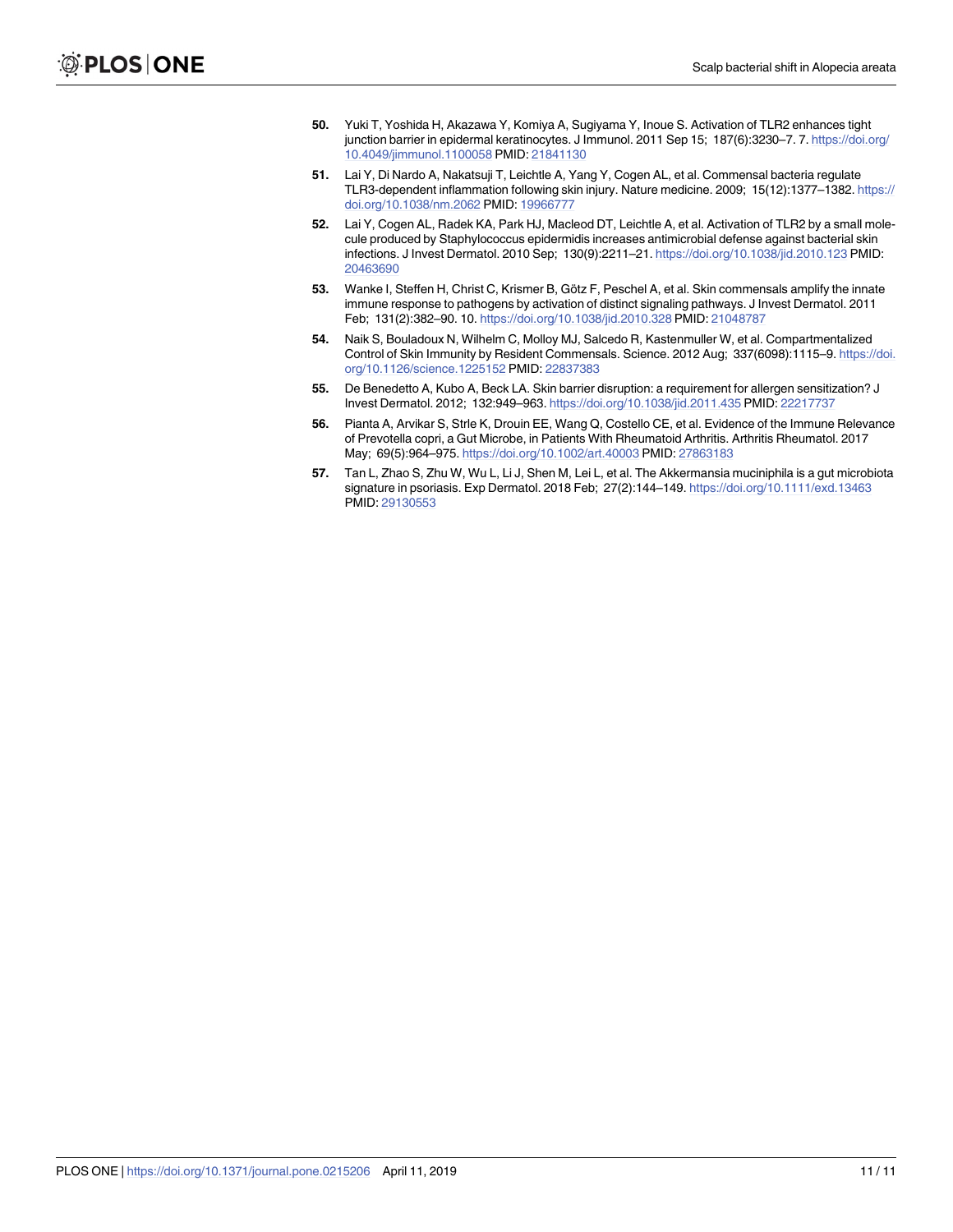50. Yuki T, Yoshida H, Akazawa Y, Komiya A, Sugiyama Y, Inoue S. Activation of TLR2 enhances tight junction barrier in epidermal keratinocytes. J Immunol. 2011 Sep 15; 187(6):3230–7. 7. https://doi.org/10.4049/jimmunol.1100058 PMID: 21841130

51. Lai Y, Di Nardo A, Nakatsuji T, Leichtle A, Yang Y, Cogen AL, et al. Commensal bacteria regulate TLR3-dependent inflammation following skin injury. Nature medicine. 2009; 15(12):1377–1382. https://doi.org/10.1038/nm.2062 PMID: 19966777

52. Lai Y, Cogen AL, Radek KA, Park HJ, Macleod DT, Leichtle A, et al. Activation of TLR2 by a small molecule produced by Staphylococcus epidermidis increases antimicrobial defense against bacterial skin infections. J Invest Dermatol. 2010 Sep; 130(9):2211–21. https://doi.org/10.1038/jid.2010.123 PMID: 20463690

53. Wanke I, Steffen H, Christ C, Krismer B, Götz F, Peschel A, et al. Skin commensals amplify the innate immune response to pathogens by activation of distinct signaling pathways. J Invest Dermatol. 2011 Feb; 131(2):382–90. 10. https://doi.org/10.1038/jid.2010.328 PMID: 21048787

54. Naik S, Bouladoux N, Wilhelm C, Molloy MJ, Salcedo R, Kastenmuller W, et al. Compartmentalized Control of Skin Immunity by Resident Commensals. Science. 2012 Aug; 337(6098):1115–9. https://doi.org/10.1126/science.1225152 PMID: 22837383

55. De Benedetto A, Kubo A, Beck LA. Skin barrier disruption: a requirement for allergen sensitization? J Invest Dermatol. 2012; 132:949–963. https://doi.org/10.1038/jid.2011.435 PMID: 22217737

56. Pianta A, Arvikar S, Strle K, Drouin EE, Wang Q, Costello CE, et al. Evidence of the Immune Relevance of Prevotella copri, a Gut Microbe, in Patients With Rheumatoid Arthritis. Arthritis Rheumatol. 2017 May; 69(5):964–975. https://doi.org/10.1002/art.40003 PMID: 27863183

57. Tan L, Zhao S, Zhu W, Wu L, Li J, Shen M, Lei L, et al. The Akkermansia muciniphila is a gut microbiota signature in psoriasis. Exp Dermatol. 2018 Feb; 27(2):144–149. https://doi.org/10.1111/exd.13463 PMID: 29130553